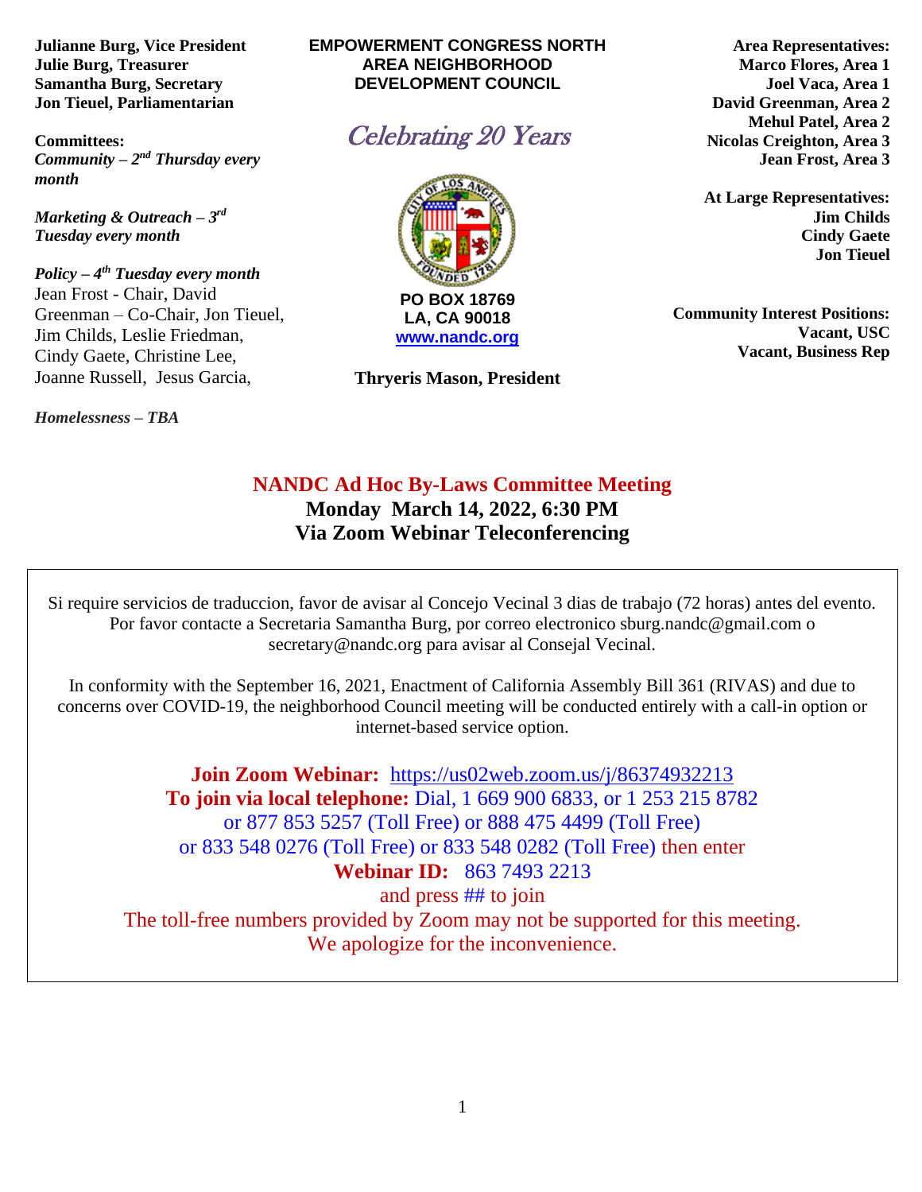**Julianne Burg, Vice President**
**Julie Burg, Treasurer**
**Samantha Burg, Secretary**
**Jon Tieuel, Parliamentarian**

**Committees:**
***Community – 2nd Thursday every month***

***Marketing & Outreach – 3rd Tuesday every month***

***Policy – 4th Tuesday every month***
Jean Frost - Chair, David Greenman – Co-Chair, Jon Tieuel, Jim Childs, Leslie Friedman, Cindy Gaete, Christine Lee, Joanne Russell, Jesus Garcia,

***Homelessness – TBA***

**EMPOWERMENT CONGRESS NORTH AREA NEIGHBORHOOD DEVELOPMENT COUNCIL**

*Celebrating 20 Years*

**PO BOX 18769**
**LA, CA 90018**
**www.nandc.org**

**Thryeris Mason, President**

**Area Representatives:**
**Marco Flores, Area 1**
**Joel Vaca, Area 1**
**David Greenman, Area 2**
**Mehul Patel, Area 2**
**Nicolas Creighton, Area 3**
**Jean Frost, Area 3**

**At Large Representatives:**
**Jim Childs**
**Cindy Gaete**
**Jon Tieuel**

**Community Interest Positions:**
**Vacant, USC**
**Vacant, Business Rep**

## NANDC Ad Hoc By-Laws Committee Meeting
**Monday March 14, 2022, 6:30 PM**
**Via Zoom Webinar Teleconferencing**

Si require servicios de traduccion, favor de avisar al Concejo Vecinal 3 dias de trabajo (72 horas) antes del evento. Por favor contacte a Secretaria Samantha Burg, por correo electronico sburg.nandc@gmail.com o secretary@nandc.org para avisar al Consejal Vecinal.

In conformity with the September 16, 2021, Enactment of California Assembly Bill 361 (RIVAS) and due to concerns over COVID-19, the neighborhood Council meeting will be conducted entirely with a call-in option or internet-based service option.

**Join Zoom Webinar:** https://us02web.zoom.us/j/86374932213
**To join via local telephone:** Dial, 1 669 900 6833, or 1 253 215 8782 or 877 853 5257 (Toll Free) or 888 475 4499 (Toll Free) or 833 548 0276 (Toll Free) or 833 548 0282 (Toll Free) then enter
**Webinar ID:** 863 7493 2213
and press ## to join
The toll-free numbers provided by Zoom may not be supported for this meeting. We apologize for the inconvenience.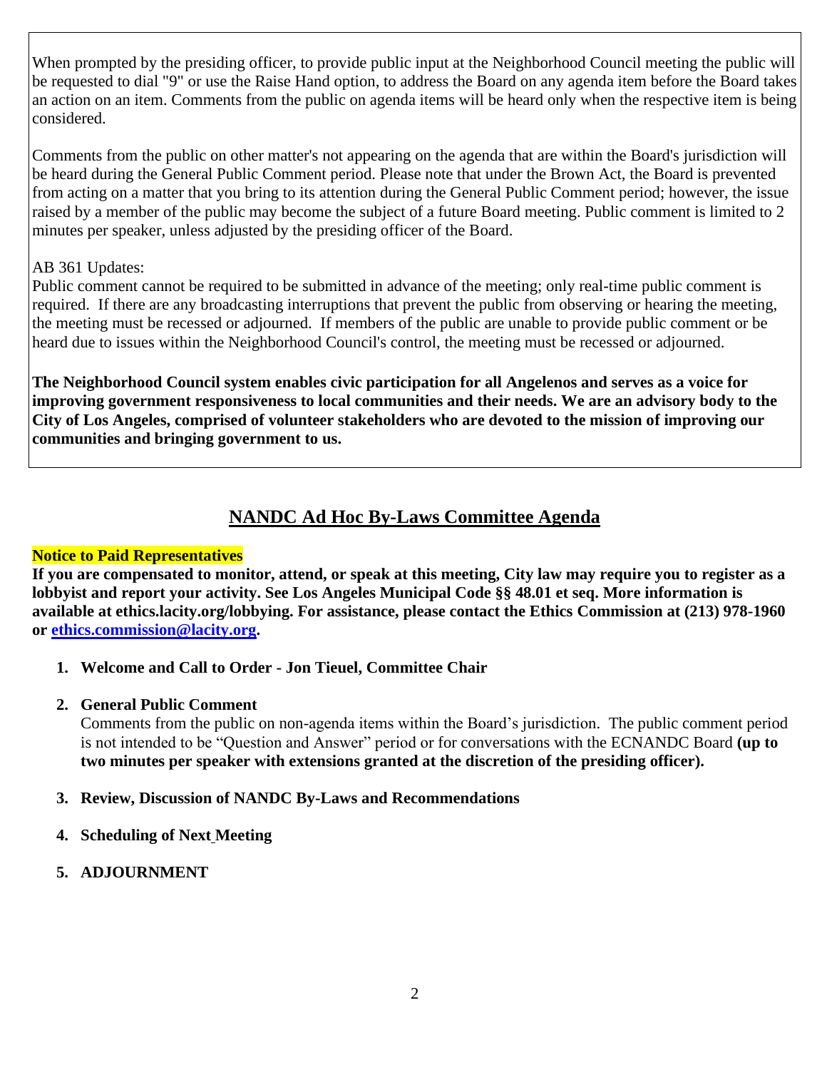When prompted by the presiding officer, to provide public input at the Neighborhood Council meeting the public will be requested to dial "9" or use the Raise Hand option, to address the Board on any agenda item before the Board takes an action on an item. Comments from the public on agenda items will be heard only when the respective item is being considered.

Comments from the public on other matter's not appearing on the agenda that are within the Board's jurisdiction will be heard during the General Public Comment period. Please note that under the Brown Act, the Board is prevented from acting on a matter that you bring to its attention during the General Public Comment period; however, the issue raised by a member of the public may become the subject of a future Board meeting. Public comment is limited to 2 minutes per speaker, unless adjusted by the presiding officer of the Board.

AB 361 Updates:
Public comment cannot be required to be submitted in advance of the meeting; only real-time public comment is required. If there are any broadcasting interruptions that prevent the public from observing or hearing the meeting, the meeting must be recessed or adjourned. If members of the public are unable to provide public comment or be heard due to issues within the Neighborhood Council's control, the meeting must be recessed or adjourned.

**The Neighborhood Council system enables civic participation for all Angelenos and serves as a voice for improving government responsiveness to local communities and their needs. We are an advisory body to the City of Los Angeles, comprised of volunteer stakeholders who are devoted to the mission of improving our communities and bringing government to us.**

## NANDC Ad Hoc By-Laws Committee Agenda

**Notice to Paid Representatives**
**If you are compensated to monitor, attend, or speak at this meeting, City law may require you to register as a lobbyist and report your activity. See Los Angeles Municipal Code §§ 48.01 et seq. More information is available at ethics.lacity.org/lobbying. For assistance, please contact the Ethics Commission at (213) 978-1960 or ethics.commission@lacity.org.**

1. **Welcome and Call to Order - Jon Tieuel, Committee Chair**

2. **General Public Comment**
   Comments from the public on non-agenda items within the Board's jurisdiction. The public comment period is not intended to be "Question and Answer" period or for conversations with the ECNANDC Board **(up to two minutes per speaker with extensions granted at the discretion of the presiding officer).**

3. **Review, Discussion of NANDC By-Laws and Recommendations**

4. **Scheduling of Next Meeting**

5. **ADJOURNMENT**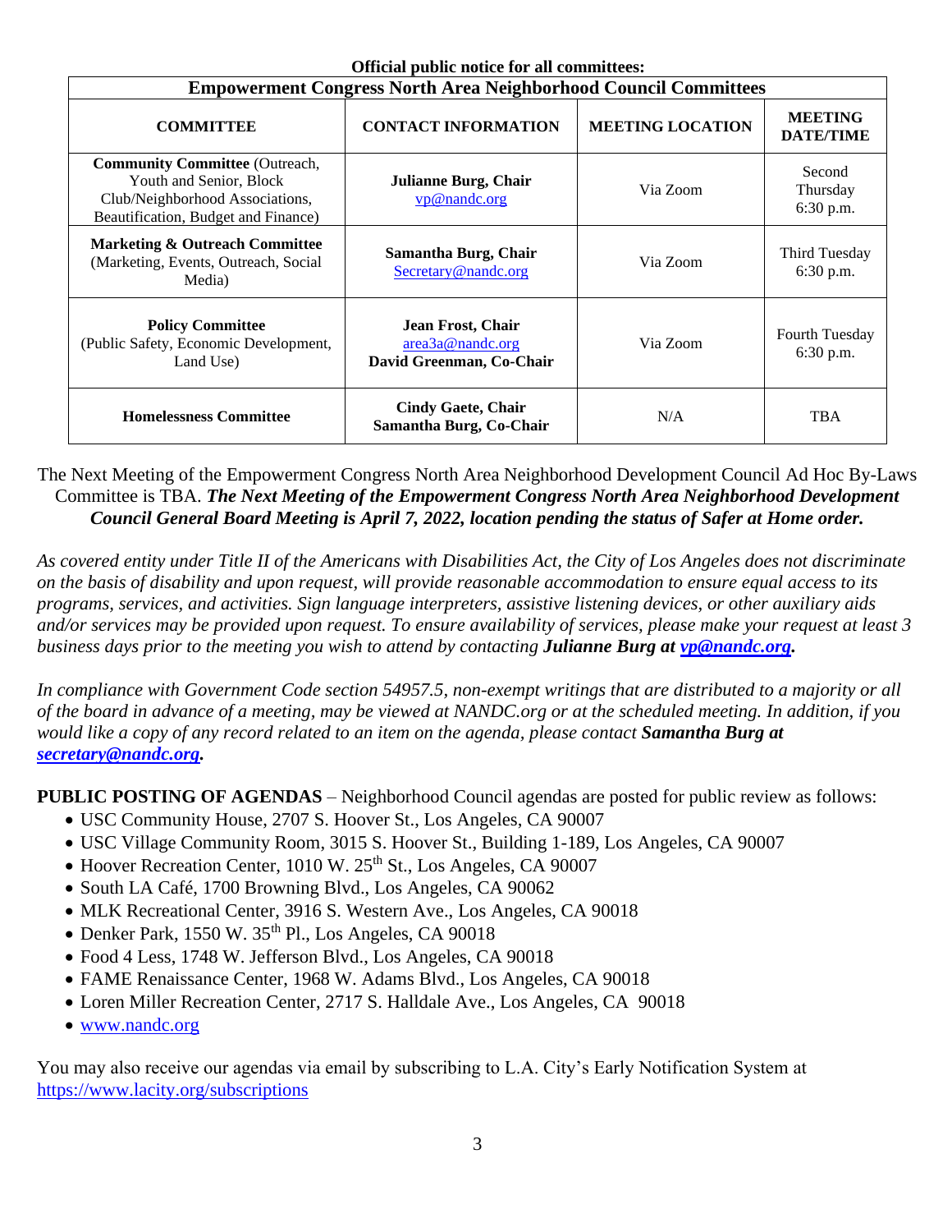**Official public notice for all committees:**

| Empowerment Congress North Area Neighborhood Council Committees | | | |
|---|---|---|---|
| **COMMITTEE** | **CONTACT INFORMATION** | **MEETING LOCATION** | **MEETING DATE/TIME** |
| **Community Committee** (Outreach, Youth and Senior, Block Club/Neighborhood Associations, Beautification, Budget and Finance) | **Julianne Burg, Chair** vp@nandc.org | Via Zoom | Second Thursday 6:30 p.m. |
| **Marketing & Outreach Committee** (Marketing, Events, Outreach, Social Media) | **Samantha Burg, Chair** Secretary@nandc.org | Via Zoom | Third Tuesday 6:30 p.m. |
| **Policy Committee** (Public Safety, Economic Development, Land Use) | **Jean Frost, Chair** area3a@nandc.org **David Greenman, Co-Chair** | Via Zoom | Fourth Tuesday 6:30 p.m. |
| **Homelessness Committee** | **Cindy Gaete, Chair** **Samantha Burg, Co-Chair** | N/A | TBA |

The Next Meeting of the Empowerment Congress North Area Neighborhood Development Council Ad Hoc By-Laws Committee is TBA. ***The Next Meeting of the Empowerment Congress North Area Neighborhood Development Council General Board Meeting is April 7, 2022, location pending the status of Safer at Home order.***

*As covered entity under Title II of the Americans with Disabilities Act, the City of Los Angeles does not discriminate on the basis of disability and upon request, will provide reasonable accommodation to ensure equal access to its programs, services, and activities. Sign language interpreters, assistive listening devices, or other auxiliary aids and/or services may be provided upon request. To ensure availability of services, please make your request at least 3 business days prior to the meeting you wish to attend by contacting **Julianne Burg at vp@nandc.org**.*

*In compliance with Government Code section 54957.5, non-exempt writings that are distributed to a majority or all of the board in advance of a meeting, may be viewed at NANDC.org or at the scheduled meeting. In addition, if you would like a copy of any record related to an item on the agenda, please contact **Samantha Burg at secretary@nandc.org**.*

**PUBLIC POSTING OF AGENDAS** – Neighborhood Council agendas are posted for public review as follows:

- USC Community House, 2707 S. Hoover St., Los Angeles, CA 90007
- USC Village Community Room, 3015 S. Hoover St., Building 1-189, Los Angeles, CA 90007
- Hoover Recreation Center, 1010 W. 25th St., Los Angeles, CA 90007
- South LA Café, 1700 Browning Blvd., Los Angeles, CA 90062
- MLK Recreational Center, 3916 S. Western Ave., Los Angeles, CA 90018
- Denker Park, 1550 W. 35th Pl., Los Angeles, CA 90018
- Food 4 Less, 1748 W. Jefferson Blvd., Los Angeles, CA 90018
- FAME Renaissance Center, 1968 W. Adams Blvd., Los Angeles, CA 90018
- Loren Miller Recreation Center, 2717 S. Halldale Ave., Los Angeles, CA 90018
- www.nandc.org

You may also receive our agendas via email by subscribing to L.A. City's Early Notification System at https://www.lacity.org/subscriptions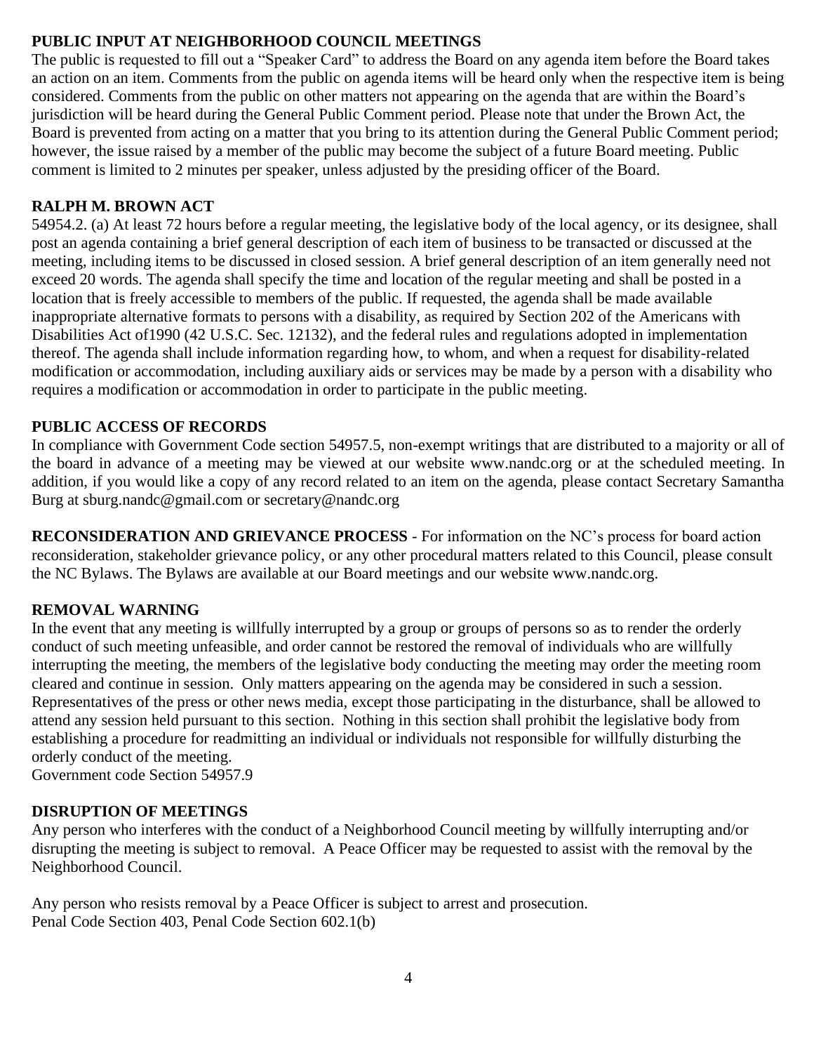## PUBLIC INPUT AT NEIGHBORHOOD COUNCIL MEETINGS

The public is requested to fill out a "Speaker Card" to address the Board on any agenda item before the Board takes an action on an item. Comments from the public on agenda items will be heard only when the respective item is being considered. Comments from the public on other matters not appearing on the agenda that are within the Board's jurisdiction will be heard during the General Public Comment period. Please note that under the Brown Act, the Board is prevented from acting on a matter that you bring to its attention during the General Public Comment period; however, the issue raised by a member of the public may become the subject of a future Board meeting. Public comment is limited to 2 minutes per speaker, unless adjusted by the presiding officer of the Board.

## RALPH M. BROWN ACT

54954.2. (a) At least 72 hours before a regular meeting, the legislative body of the local agency, or its designee, shall post an agenda containing a brief general description of each item of business to be transacted or discussed at the meeting, including items to be discussed in closed session. A brief general description of an item generally need not exceed 20 words. The agenda shall specify the time and location of the regular meeting and shall be posted in a location that is freely accessible to members of the public. If requested, the agenda shall be made available inappropriate alternative formats to persons with a disability, as required by Section 202 of the Americans with Disabilities Act of1990 (42 U.S.C. Sec. 12132), and the federal rules and regulations adopted in implementation thereof. The agenda shall include information regarding how, to whom, and when a request for disability-related modification or accommodation, including auxiliary aids or services may be made by a person with a disability who requires a modification or accommodation in order to participate in the public meeting.

## PUBLIC ACCESS OF RECORDS

In compliance with Government Code section 54957.5, non-exempt writings that are distributed to a majority or all of the board in advance of a meeting may be viewed at our website www.nandc.org or at the scheduled meeting. In addition, if you would like a copy of any record related to an item on the agenda, please contact Secretary Samantha Burg at sburg.nandc@gmail.com or secretary@nandc.org

**RECONSIDERATION AND GRIEVANCE PROCESS** - For information on the NC's process for board action reconsideration, stakeholder grievance policy, or any other procedural matters related to this Council, please consult the NC Bylaws. The Bylaws are available at our Board meetings and our website www.nandc.org.

## REMOVAL WARNING

In the event that any meeting is willfully interrupted by a group or groups of persons so as to render the orderly conduct of such meeting unfeasible, and order cannot be restored the removal of individuals who are willfully interrupting the meeting, the members of the legislative body conducting the meeting may order the meeting room cleared and continue in session. Only matters appearing on the agenda may be considered in such a session. Representatives of the press or other news media, except those participating in the disturbance, shall be allowed to attend any session held pursuant to this section. Nothing in this section shall prohibit the legislative body from establishing a procedure for readmitting an individual or individuals not responsible for willfully disturbing the orderly conduct of the meeting.
Government code Section 54957.9

## DISRUPTION OF MEETINGS

Any person who interferes with the conduct of a Neighborhood Council meeting by willfully interrupting and/or disrupting the meeting is subject to removal. A Peace Officer may be requested to assist with the removal by the Neighborhood Council.

Any person who resists removal by a Peace Officer is subject to arrest and prosecution.
Penal Code Section 403, Penal Code Section 602.1(b)